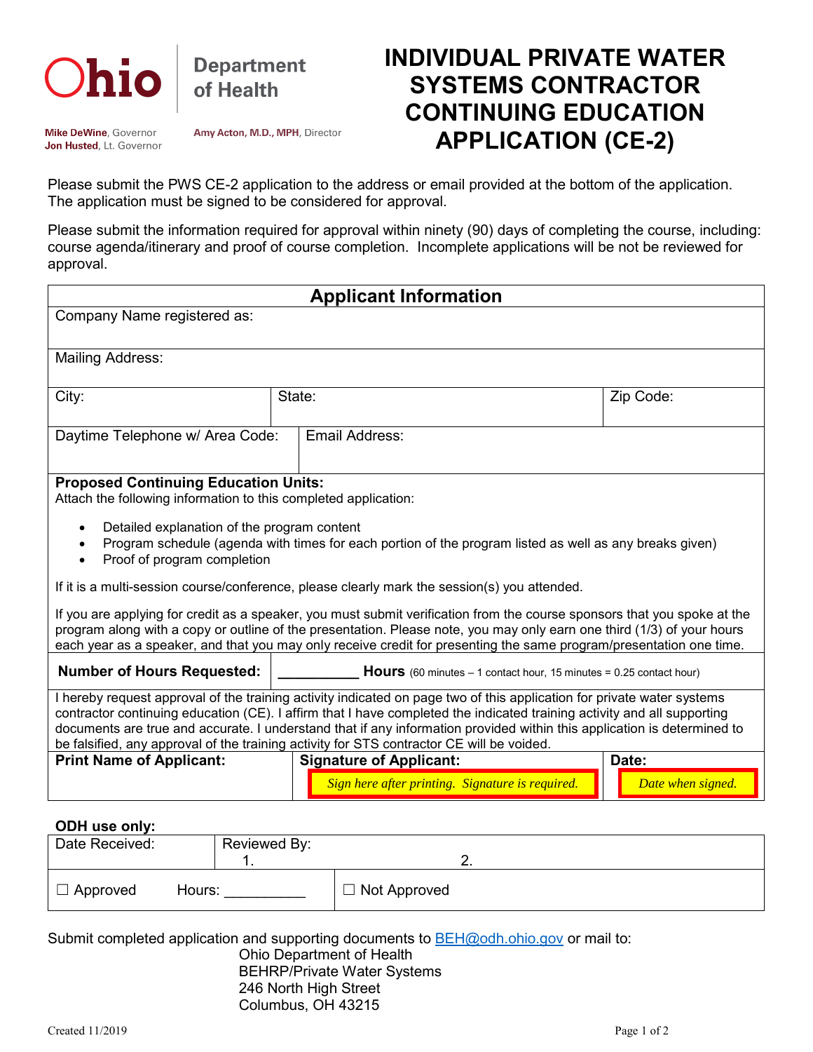Ohio Department of Health

Mike DeWine, Governor
Jon Husted, Lt. Governor

Amy Acton, M.D., MPH, Director

# INDIVIDUAL PRIVATE WATER SYSTEMS CONTRACTOR CONTINUING EDUCATION APPLICATION (CE-2)

Please submit the PWS CE-2 application to the address or email provided at the bottom of the application. The application must be signed to be considered for approval.

Please submit the information required for approval within ninety (90) days of completing the course, including: course agenda/itinerary and proof of course completion. Incomplete applications will be not be reviewed for approval.

## Applicant Information

| Company Name registered as: | | |
|---|---|---|
| Mailing Address: | | |
| City: | State: | Zip Code: |
| Daytime Telephone w/ Area Code: | Email Address: | |

**Proposed Continuing Education Units:**
Attach the following information to this completed application:

- Detailed explanation of the program content
- Program schedule (agenda with times for each portion of the program listed as well as any breaks given)
- Proof of program completion

If it is a multi-session course/conference, please clearly mark the session(s) you attended.

If you are applying for credit as a speaker, you must submit verification from the course sponsors that you spoke at the program along with a copy or outline of the presentation. Please note, you may only earn one third (1/3) of your hours each year as a speaker, and that you may only receive credit for presenting the same program/presentation one time.

| **Number of Hours Requested:** | __________ **Hours** (60 minutes – 1 contact hour, 15 minutes = 0.25 contact hour) |
|---|---|

I hereby request approval of the training activity indicated on page two of this application for private water systems contractor continuing education (CE). I affirm that I have completed the indicated training activity and all supporting documents are true and accurate. I understand that if any information provided within this application is determined to be falsified, any approval of the training activity for STS contractor CE will be voided.

| **Print Name of Applicant:** | **Signature of Applicant:** | **Date:** |
|---|---|---|
| | *Sign here after printing. Signature is required.* | *Date when signed.* |

**ODH use only:**

| Date Received: | Reviewed By: 1. | 2. |
|---|---|---|
| ☐ Approved Hours: __________ | ☐ Not Approved | |

Submit completed application and supporting documents to BEH@odh.ohio.gov or mail to:

Ohio Department of Health
BEHRP/Private Water Systems
246 North High Street
Columbus, OH 43215

Created 11/2019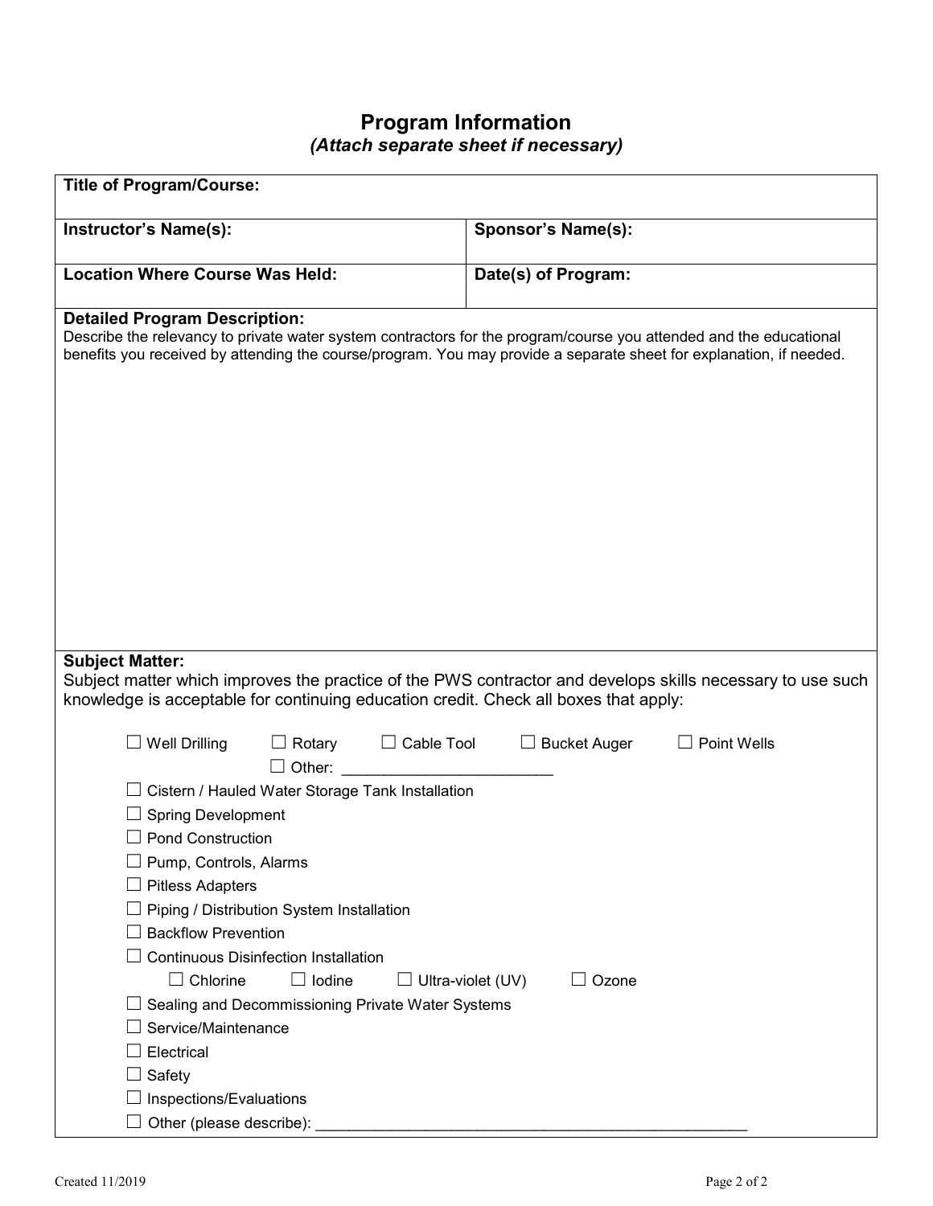# Program Information

***(Attach separate sheet if necessary)***

| | |
|---|---|
| **Title of Program/Course:** | |
| **Instructor's Name(s):** | **Sponsor's Name(s):** |
| **Location Where Course Was Held:** | **Date(s) of Program:** |

**Detailed Program Description:**

Describe the relevancy to private water system contractors for the program/course you attended and the educational benefits you received by attending the course/program. You may provide a separate sheet for explanation, if needed.

**Subject Matter:**

Subject matter which improves the practice of the PWS contractor and develops skills necessary to use such knowledge is acceptable for continuing education credit. Check all boxes that apply:

☐ Well Drilling ☐ Rotary ☐ Cable Tool ☐ Bucket Auger ☐ Point Wells
☐ Other: ________________________

☐ Cistern / Hauled Water Storage Tank Installation

☐ Spring Development

☐ Pond Construction

☐ Pump, Controls, Alarms

☐ Pitless Adapters

☐ Piping / Distribution System Installation

☐ Backflow Prevention

☐ Continuous Disinfection Installation
☐ Chlorine ☐ Iodine ☐ Ultra-violet (UV) ☐ Ozone

☐ Sealing and Decommissioning Private Water Systems

☐ Service/Maintenance

☐ Electrical

☐ Safety

☐ Inspections/Evaluations

☐ Other (please describe): ____________________________________________________

Created 11/2019